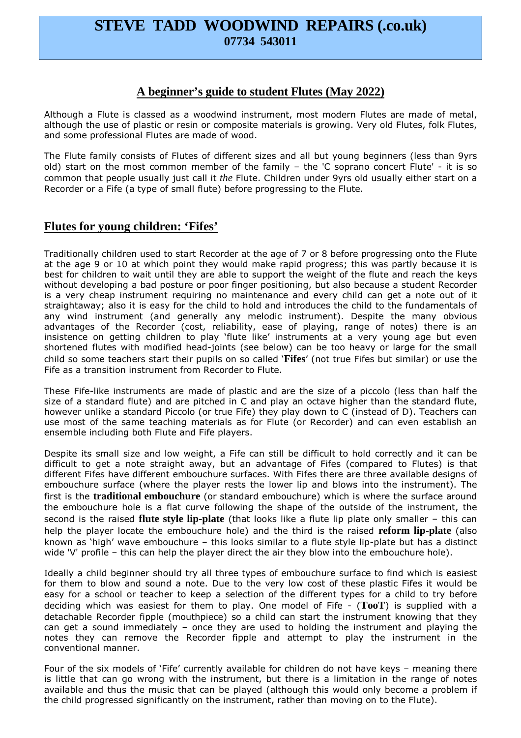# STEVE TADD WOODWIND REPAIRS (.co.uk)
**07734 543011**

## A beginner's guide to student Flutes (May 2022)

Although a Flute is classed as a woodwind instrument, most modern Flutes are made of metal, although the use of plastic or resin or composite materials is growing. Very old Flutes, folk Flutes, and some professional Flutes are made of wood.

The Flute family consists of Flutes of different sizes and all but young beginners (less than 9yrs old) start on the most common member of the family – the 'C soprano concert Flute' - it is so common that people usually just call it *the* Flute. Children under 9yrs old usually either start on a Recorder or a Fife (a type of small flute) before progressing to the Flute.

## Flutes for young children: 'Fifes'

Traditionally children used to start Recorder at the age of 7 or 8 before progressing onto the Flute at the age 9 or 10 at which point they would make rapid progress; this was partly because it is best for children to wait until they are able to support the weight of the flute and reach the keys without developing a bad posture or poor finger positioning, but also because a student Recorder is a very cheap instrument requiring no maintenance and every child can get a note out of it straightaway; also it is easy for the child to hold and introduces the child to the fundamentals of any wind instrument (and generally any melodic instrument). Despite the many obvious advantages of the Recorder (cost, reliability, ease of playing, range of notes) there is an insistence on getting children to play 'flute like' instruments at a very young age but even shortened flutes with modified head-joints (see below) can be too heavy or large for the small child so some teachers start their pupils on so called '**Fifes**' (not true Fifes but similar) or use the Fife as a transition instrument from Recorder to Flute.

These Fife-like instruments are made of plastic and are the size of a piccolo (less than half the size of a standard flute) and are pitched in C and play an octave higher than the standard flute, however unlike a standard Piccolo (or true Fife) they play down to C (instead of D). Teachers can use most of the same teaching materials as for Flute (or Recorder) and can even establish an ensemble including both Flute and Fife players.

Despite its small size and low weight, a Fife can still be difficult to hold correctly and it can be difficult to get a note straight away, but an advantage of Fifes (compared to Flutes) is that different Fifes have different embouchure surfaces. With Fifes there are three available designs of embouchure surface (where the player rests the lower lip and blows into the instrument). The first is the **traditional embouchure** (or standard embouchure) which is where the surface around the embouchure hole is a flat curve following the shape of the outside of the instrument, the second is the raised **flute style lip-plate** (that looks like a flute lip plate only smaller – this can help the player locate the embouchure hole) and the third is the raised **reform lip-plate** (also known as 'high' wave embouchure – this looks similar to a flute style lip-plate but has a distinct wide 'V' profile – this can help the player direct the air they blow into the embouchure hole).

Ideally a child beginner should try all three types of embouchure surface to find which is easiest for them to blow and sound a note. Due to the very low cost of these plastic Fifes it would be easy for a school or teacher to keep a selection of the different types for a child to try before deciding which was easiest for them to play. One model of Fife - (**TooT**) is supplied with a detachable Recorder fipple (mouthpiece) so a child can start the instrument knowing that they can get a sound immediately – once they are used to holding the instrument and playing the notes they can remove the Recorder fipple and attempt to play the instrument in the conventional manner.

Four of the six models of 'Fife' currently available for children do not have keys – meaning there is little that can go wrong with the instrument, but there is a limitation in the range of notes available and thus the music that can be played (although this would only become a problem if the child progressed significantly on the instrument, rather than moving on to the Flute).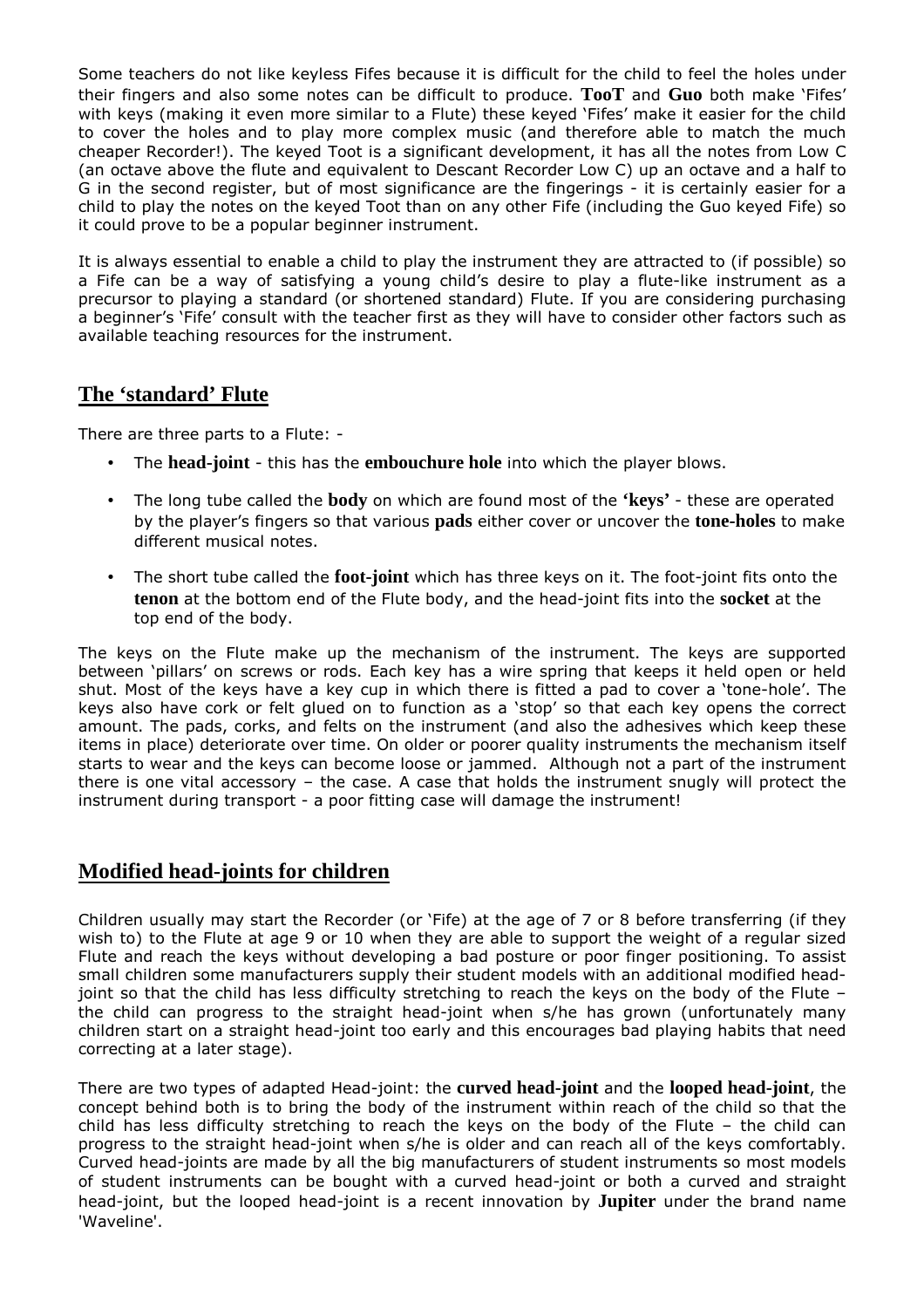Some teachers do not like keyless Fifes because it is difficult for the child to feel the holes under their fingers and also some notes can be difficult to produce. **TooT** and **Guo** both make 'Fifes' with keys (making it even more similar to a Flute) these keyed 'Fifes' make it easier for the child to cover the holes and to play more complex music (and therefore able to match the much cheaper Recorder!). The keyed Toot is a significant development, it has all the notes from Low C (an octave above the flute and equivalent to Descant Recorder Low C) up an octave and a half to G in the second register, but of most significance are the fingerings - it is certainly easier for a child to play the notes on the keyed Toot than on any other Fife (including the Guo keyed Fife) so it could prove to be a popular beginner instrument.

It is always essential to enable a child to play the instrument they are attracted to (if possible) so a Fife can be a way of satisfying a young child's desire to play a flute-like instrument as a precursor to playing a standard (or shortened standard) Flute. If you are considering purchasing a beginner's 'Fife' consult with the teacher first as they will have to consider other factors such as available teaching resources for the instrument.

## The 'standard' Flute

There are three parts to a Flute: -

- The **head-joint** - this has the **embouchure hole** into which the player blows.
- The long tube called the **body** on which are found most of the **'keys'** - these are operated by the player's fingers so that various **pads** either cover or uncover the **tone-holes** to make different musical notes.
- The short tube called the **foot-joint** which has three keys on it. The foot-joint fits onto the **tenon** at the bottom end of the Flute body, and the head-joint fits into the **socket** at the top end of the body.

The keys on the Flute make up the mechanism of the instrument. The keys are supported between 'pillars' on screws or rods. Each key has a wire spring that keeps it held open or held shut. Most of the keys have a key cup in which there is fitted a pad to cover a 'tone-hole'. The keys also have cork or felt glued on to function as a 'stop' so that each key opens the correct amount. The pads, corks, and felts on the instrument (and also the adhesives which keep these items in place) deteriorate over time. On older or poorer quality instruments the mechanism itself starts to wear and the keys can become loose or jammed. Although not a part of the instrument there is one vital accessory – the case. A case that holds the instrument snugly will protect the instrument during transport - a poor fitting case will damage the instrument!

## Modified head-joints for children

Children usually may start the Recorder (or 'Fife) at the age of 7 or 8 before transferring (if they wish to) to the Flute at age 9 or 10 when they are able to support the weight of a regular sized Flute and reach the keys without developing a bad posture or poor finger positioning. To assist small children some manufacturers supply their student models with an additional modified head-joint so that the child has less difficulty stretching to reach the keys on the body of the Flute – the child can progress to the straight head-joint when s/he has grown (unfortunately many children start on a straight head-joint too early and this encourages bad playing habits that need correcting at a later stage).

There are two types of adapted Head-joint: the **curved head-joint** and the **looped head-joint**, the concept behind both is to bring the body of the instrument within reach of the child so that the child has less difficulty stretching to reach the keys on the body of the Flute – the child can progress to the straight head-joint when s/he is older and can reach all of the keys comfortably. Curved head-joints are made by all the big manufacturers of student instruments so most models of student instruments can be bought with a curved head-joint or both a curved and straight head-joint, but the looped head-joint is a recent innovation by **Jupiter** under the brand name 'Waveline'.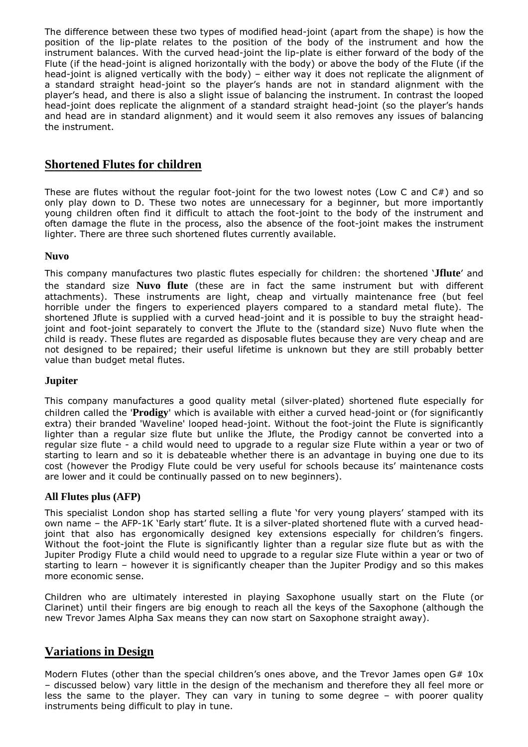The difference between these two types of modified head-joint (apart from the shape) is how the position of the lip-plate relates to the position of the body of the instrument and how the instrument balances. With the curved head-joint the lip-plate is either forward of the body of the Flute (if the head-joint is aligned horizontally with the body) or above the body of the Flute (if the head-joint is aligned vertically with the body) – either way it does not replicate the alignment of a standard straight head-joint so the player's hands are not in standard alignment with the player's head, and there is also a slight issue of balancing the instrument. In contrast the looped head-joint does replicate the alignment of a standard straight head-joint (so the player's hands and head are in standard alignment) and it would seem it also removes any issues of balancing the instrument.

## Shortened Flutes for children

These are flutes without the regular foot-joint for the two lowest notes (Low C and C#) and so only play down to D. These two notes are unnecessary for a beginner, but more importantly young children often find it difficult to attach the foot-joint to the body of the instrument and often damage the flute in the process, also the absence of the foot-joint makes the instrument lighter. There are three such shortened flutes currently available.

### Nuvo

This company manufactures two plastic flutes especially for children: the shortened '**Jflute**' and the standard size **Nuvo flute** (these are in fact the same instrument but with different attachments). These instruments are light, cheap and virtually maintenance free (but feel horrible under the fingers to experienced players compared to a standard metal flute). The shortened Jflute is supplied with a curved head-joint and it is possible to buy the straight head-joint and foot-joint separately to convert the Jflute to the (standard size) Nuvo flute when the child is ready. These flutes are regarded as disposable flutes because they are very cheap and are not designed to be repaired; their useful lifetime is unknown but they are still probably better value than budget metal flutes.

### Jupiter

This company manufactures a good quality metal (silver-plated) shortened flute especially for children called the '**Prodigy**' which is available with either a curved head-joint or (for significantly extra) their branded 'Waveline' looped head-joint. Without the foot-joint the Flute is significantly lighter than a regular size flute but unlike the Jflute, the Prodigy cannot be converted into a regular size flute - a child would need to upgrade to a regular size Flute within a year or two of starting to learn and so it is debateable whether there is an advantage in buying one due to its cost (however the Prodigy Flute could be very useful for schools because its' maintenance costs are lower and it could be continually passed on to new beginners).

### All Flutes plus (AFP)

This specialist London shop has started selling a flute 'for very young players' stamped with its own name – the AFP-1K 'Early start' flute. It is a silver-plated shortened flute with a curved head-joint that also has ergonomically designed key extensions especially for children's fingers. Without the foot-joint the Flute is significantly lighter than a regular size flute but as with the Jupiter Prodigy Flute a child would need to upgrade to a regular size Flute within a year or two of starting to learn – however it is significantly cheaper than the Jupiter Prodigy and so this makes more economic sense.

Children who are ultimately interested in playing Saxophone usually start on the Flute (or Clarinet) until their fingers are big enough to reach all the keys of the Saxophone (although the new Trevor James Alpha Sax means they can now start on Saxophone straight away).

## Variations in Design

Modern Flutes (other than the special children's ones above, and the Trevor James open G# 10x – discussed below) vary little in the design of the mechanism and therefore they all feel more or less the same to the player. They can vary in tuning to some degree – with poorer quality instruments being difficult to play in tune.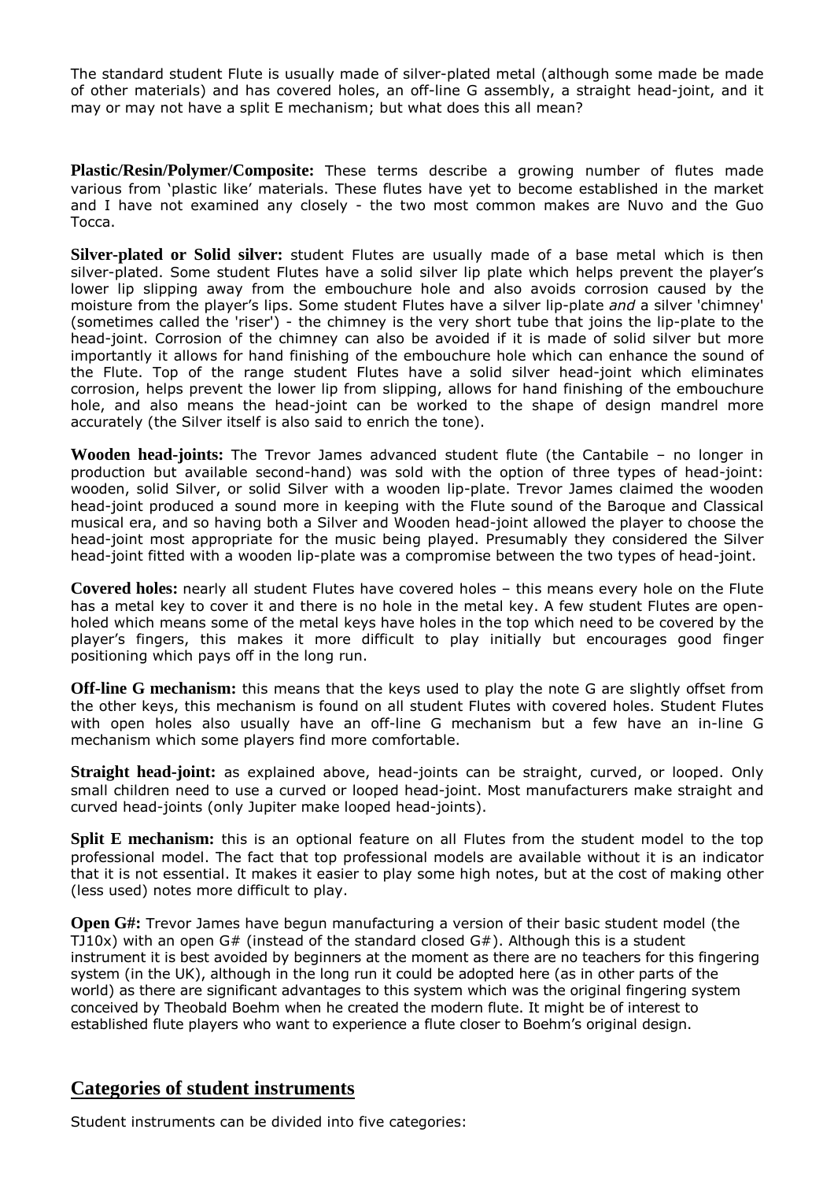The standard student Flute is usually made of silver-plated metal (although some made be made of other materials) and has covered holes, an off-line G assembly, a straight head-joint, and it may or may not have a split E mechanism; but what does this all mean?

**Plastic/Resin/Polymer/Composite:** These terms describe a growing number of flutes made various from 'plastic like' materials. These flutes have yet to become established in the market and I have not examined any closely - the two most common makes are Nuvo and the Guo Tocca.

**Silver-plated or Solid silver:** student Flutes are usually made of a base metal which is then silver-plated. Some student Flutes have a solid silver lip plate which helps prevent the player's lower lip slipping away from the embouchure hole and also avoids corrosion caused by the moisture from the player's lips. Some student Flutes have a silver lip-plate *and* a silver 'chimney' (sometimes called the 'riser') - the chimney is the very short tube that joins the lip-plate to the head-joint. Corrosion of the chimney can also be avoided if it is made of solid silver but more importantly it allows for hand finishing of the embouchure hole which can enhance the sound of the Flute. Top of the range student Flutes have a solid silver head-joint which eliminates corrosion, helps prevent the lower lip from slipping, allows for hand finishing of the embouchure hole, and also means the head-joint can be worked to the shape of design mandrel more accurately (the Silver itself is also said to enrich the tone).

**Wooden head-joints:** The Trevor James advanced student flute (the Cantabile – no longer in production but available second-hand) was sold with the option of three types of head-joint: wooden, solid Silver, or solid Silver with a wooden lip-plate. Trevor James claimed the wooden head-joint produced a sound more in keeping with the Flute sound of the Baroque and Classical musical era, and so having both a Silver and Wooden head-joint allowed the player to choose the head-joint most appropriate for the music being played. Presumably they considered the Silver head-joint fitted with a wooden lip-plate was a compromise between the two types of head-joint.

**Covered holes:** nearly all student Flutes have covered holes – this means every hole on the Flute has a metal key to cover it and there is no hole in the metal key. A few student Flutes are open-holed which means some of the metal keys have holes in the top which need to be covered by the player's fingers, this makes it more difficult to play initially but encourages good finger positioning which pays off in the long run.

**Off-line G mechanism:** this means that the keys used to play the note G are slightly offset from the other keys, this mechanism is found on all student Flutes with covered holes. Student Flutes with open holes also usually have an off-line G mechanism but a few have an in-line G mechanism which some players find more comfortable.

**Straight head-joint:** as explained above, head-joints can be straight, curved, or looped. Only small children need to use a curved or looped head-joint. Most manufacturers make straight and curved head-joints (only Jupiter make looped head-joints).

**Split E mechanism:** this is an optional feature on all Flutes from the student model to the top professional model. The fact that top professional models are available without it is an indicator that it is not essential. It makes it easier to play some high notes, but at the cost of making other (less used) notes more difficult to play.

**Open G#:** Trevor James have begun manufacturing a version of their basic student model (the TJ10x) with an open G# (instead of the standard closed G#). Although this is a student instrument it is best avoided by beginners at the moment as there are no teachers for this fingering system (in the UK), although in the long run it could be adopted here (as in other parts of the world) as there are significant advantages to this system which was the original fingering system conceived by Theobald Boehm when he created the modern flute. It might be of interest to established flute players who want to experience a flute closer to Boehm's original design.

## Categories of student instruments

Student instruments can be divided into five categories: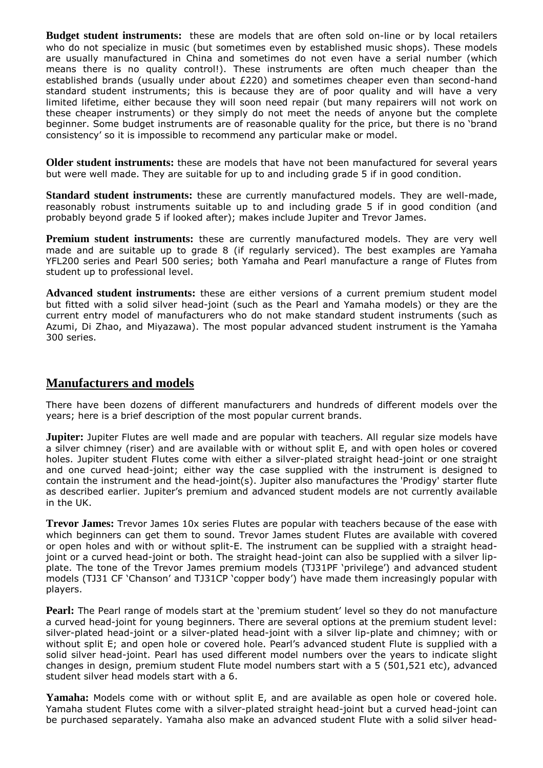**Budget student instruments:** these are models that are often sold on-line or by local retailers who do not specialize in music (but sometimes even by established music shops). These models are usually manufactured in China and sometimes do not even have a serial number (which means there is no quality control!). These instruments are often much cheaper than the established brands (usually under about £220) and sometimes cheaper even than second-hand standard student instruments; this is because they are of poor quality and will have a very limited lifetime, either because they will soon need repair (but many repairers will not work on these cheaper instruments) or they simply do not meet the needs of anyone but the complete beginner. Some budget instruments are of reasonable quality for the price, but there is no 'brand consistency' so it is impossible to recommend any particular make or model.

**Older student instruments:** these are models that have not been manufactured for several years but were well made. They are suitable for up to and including grade 5 if in good condition.

**Standard student instruments:** these are currently manufactured models. They are well-made, reasonably robust instruments suitable up to and including grade 5 if in good condition (and probably beyond grade 5 if looked after); makes include Jupiter and Trevor James.

**Premium student instruments:** these are currently manufactured models. They are very well made and are suitable up to grade 8 (if regularly serviced). The best examples are Yamaha YFL200 series and Pearl 500 series; both Yamaha and Pearl manufacture a range of Flutes from student up to professional level.

**Advanced student instruments:** these are either versions of a current premium student model but fitted with a solid silver head-joint (such as the Pearl and Yamaha models) or they are the current entry model of manufacturers who do not make standard student instruments (such as Azumi, Di Zhao, and Miyazawa). The most popular advanced student instrument is the Yamaha 300 series.

## Manufacturers and models

There have been dozens of different manufacturers and hundreds of different models over the years; here is a brief description of the most popular current brands.

**Jupiter:** Jupiter Flutes are well made and are popular with teachers. All regular size models have a silver chimney (riser) and are available with or without split E, and with open holes or covered holes. Jupiter student Flutes come with either a silver-plated straight head-joint or one straight and one curved head-joint; either way the case supplied with the instrument is designed to contain the instrument and the head-joint(s). Jupiter also manufactures the 'Prodigy' starter flute as described earlier. Jupiter's premium and advanced student models are not currently available in the UK.

**Trevor James:** Trevor James 10x series Flutes are popular with teachers because of the ease with which beginners can get them to sound. Trevor James student Flutes are available with covered or open holes and with or without split-E. The instrument can be supplied with a straight head-joint or a curved head-joint or both. The straight head-joint can also be supplied with a silver lip-plate. The tone of the Trevor James premium models (TJ31PF 'privilege') and advanced student models (TJ31 CF 'Chanson' and TJ31CP 'copper body') have made them increasingly popular with players.

**Pearl:** The Pearl range of models start at the 'premium student' level so they do not manufacture a curved head-joint for young beginners. There are several options at the premium student level: silver-plated head-joint or a silver-plated head-joint with a silver lip-plate and chimney; with or without split E; and open hole or covered hole. Pearl's advanced student Flute is supplied with a solid silver head-joint. Pearl has used different model numbers over the years to indicate slight changes in design, premium student Flute model numbers start with a 5 (501,521 etc), advanced student silver head models start with a 6.

**Yamaha:** Models come with or without split E, and are available as open hole or covered hole. Yamaha student Flutes come with a silver-plated straight head-joint but a curved head-joint can be purchased separately. Yamaha also make an advanced student Flute with a solid silver head-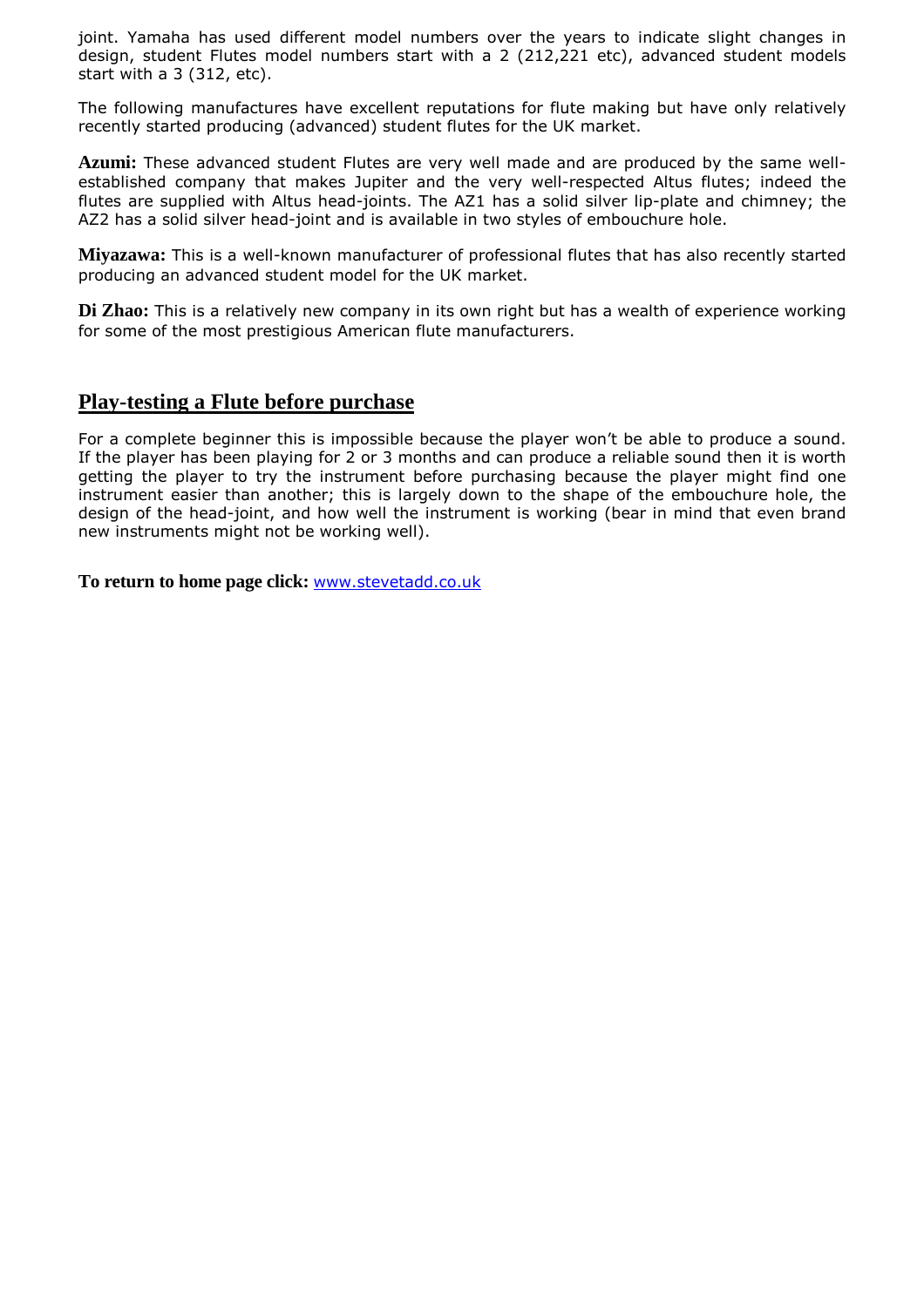joint. Yamaha has used different model numbers over the years to indicate slight changes in design, student Flutes model numbers start with a 2 (212,221 etc), advanced student models start with a 3 (312, etc).

The following manufactures have excellent reputations for flute making but have only relatively recently started producing (advanced) student flutes for the UK market.

**Azumi:** These advanced student Flutes are very well made and are produced by the same well-established company that makes Jupiter and the very well-respected Altus flutes; indeed the flutes are supplied with Altus head-joints. The AZ1 has a solid silver lip-plate and chimney; the AZ2 has a solid silver head-joint and is available in two styles of embouchure hole.

**Miyazawa:** This is a well-known manufacturer of professional flutes that has also recently started producing an advanced student model for the UK market.

**Di Zhao:** This is a relatively new company in its own right but has a wealth of experience working for some of the most prestigious American flute manufacturers.

## Play-testing a Flute before purchase

For a complete beginner this is impossible because the player won't be able to produce a sound. If the player has been playing for 2 or 3 months and can produce a reliable sound then it is worth getting the player to try the instrument before purchasing because the player might find one instrument easier than another; this is largely down to the shape of the embouchure hole, the design of the head-joint, and how well the instrument is working (bear in mind that even brand new instruments might not be working well).

**To return to home page click:** www.stevetadd.co.uk